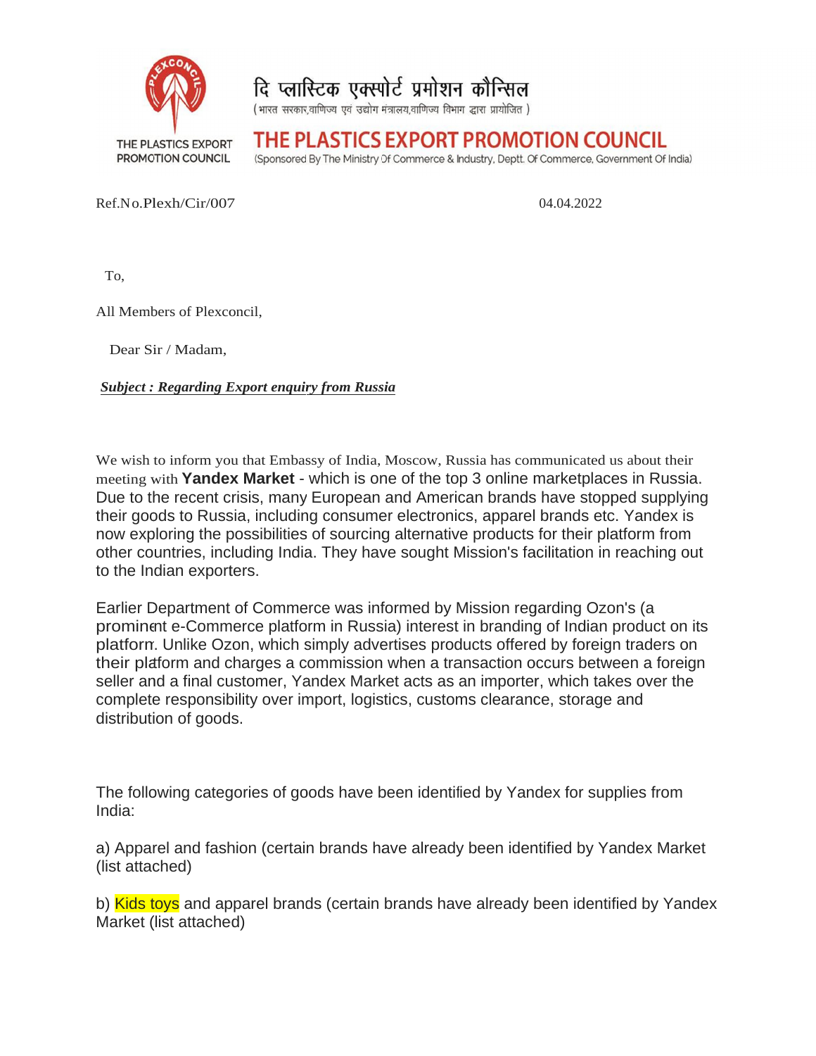दि प्लास्टिक एक्स्पोर्ट प्रमोशन कौन्सिल

(भारत सरकार,वाणिज्य एवं उद्योग मंत्रालय,वाणिज्य विभाग द्वारा प्रायोजित )

THE PLASTICS EXPORT PROMOTION COUNCIL

# THE PLASTICS EXPORT PROMOTION COUNCIL

(Sponsored By The Ministry Of Commerce & Industry, Deptt. Of Commerce, Government Of India)

Ref.No.Plexh/Cir/007 04.04.2022

To,

All Members of Plexconcil,

Dear Sir / Madam,

***Subject : Regarding Export enquiry from Russia***

We wish to inform you that Embassy of India, Moscow, Russia has communicated us about their meeting with **Yandex Market** - which is one of the top 3 online marketplaces in Russia. Due to the recent crisis, many European and American brands have stopped supplying their goods to Russia, including consumer electronics, apparel brands etc. Yandex is now exploring the possibilities of sourcing alternative products for their platform from other countries, including India. They have sought Mission's facilitation in reaching out to the Indian exporters.

Earlier Department of Commerce was informed by Mission regarding Ozon's (a prominent e-Commerce platform in Russia) interest in branding of Indian product on its platform. Unlike Ozon, which simply advertises products offered by foreign traders on their platform and charges a commission when a transaction occurs between a foreign seller and a final customer, Yandex Market acts as an importer, which takes over the complete responsibility over import, logistics, customs clearance, storage and distribution of goods.

The following categories of goods have been identified by Yandex for supplies from India:

a) Apparel and fashion (certain brands have already been identified by Yandex Market (list attached)

b) Kids toys and apparel brands (certain brands have already been identified by Yandex Market (list attached)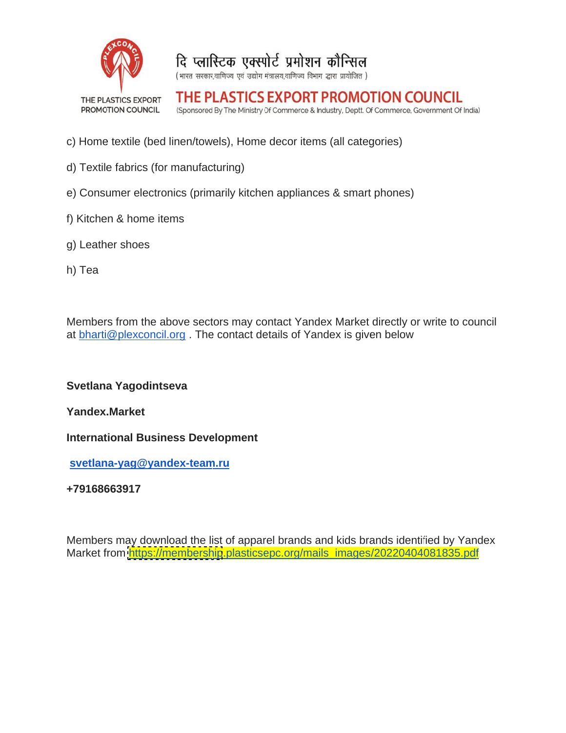c) Home textile (bed linen/towels), Home decor items (all categories)

d) Textile fabrics (for manufacturing)

e) Consumer electronics (primarily kitchen appliances & smart phones)

f) Kitchen & home items

g) Leather shoes

h) Tea

Members from the above sectors may contact Yandex Market directly or write to council at bharti@plexconcil.org . The contact details of Yandex is given below

**Svetlana Yagodintseva**

**Yandex.Market**

**International Business Development**

**svetlana-yag@yandex-team.ru**

**+79168663917**

Members may download the list of apparel brands and kids brands identified by Yandex Market from https://membership.plasticsepc.org/mails_images/20220404081835.pdf